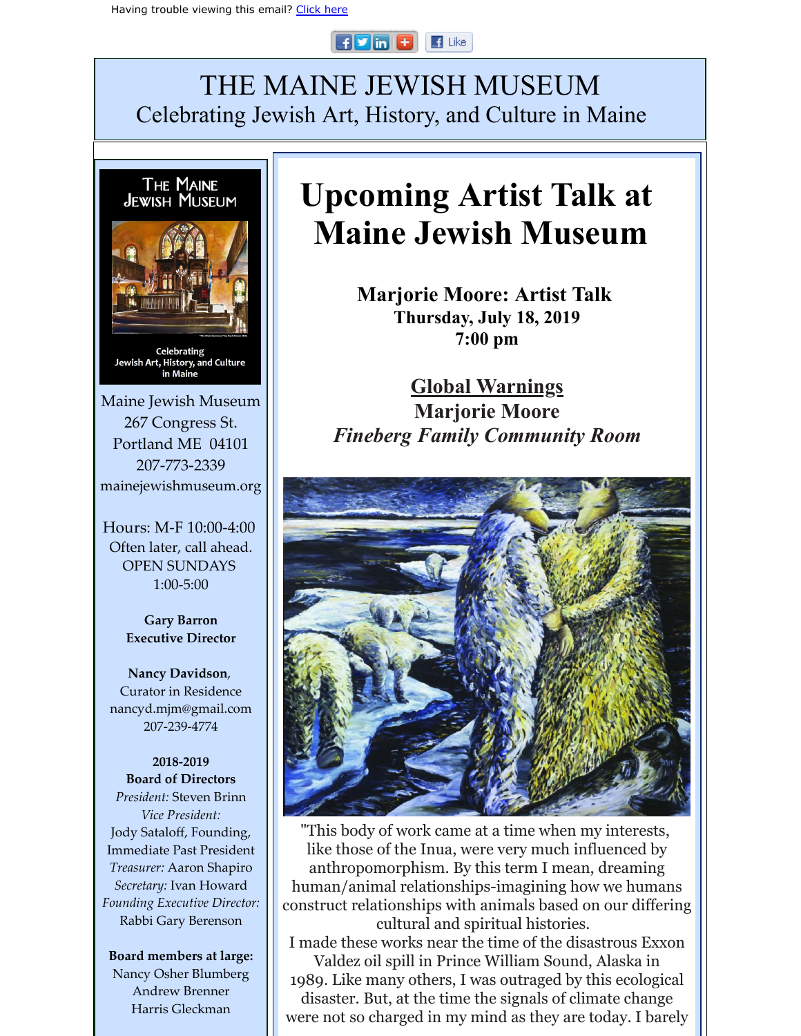Having trouble viewing this email? Click here

# THE MAINE JEWISH MUSEUM

Celebrating Jewish Art, History, and Culture in Maine

THE MAINE JEWISH MUSEUM

Celebrating Jewish Art, History, and Culture in Maine

Maine Jewish Museum
267 Congress St.
Portland ME 04101
207-773-2339
mainejewishmuseum.org

Hours: M-F 10:00-4:00
Often later, call ahead.
OPEN SUNDAYS
1:00-5:00

**Gary Barron**
**Executive Director**

**Nancy Davidson**,
Curator in Residence
nancyd.mjm@gmail.com
207-239-4774

**2018-2019**
**Board of Directors**
*President:* Steven Brinn
*Vice President:*
Jody Sataloff, Founding, Immediate Past President
*Treasurer:* Aaron Shapiro
*Secretary:* Ivan Howard
*Founding Executive Director:*
Rabbi Gary Berenson

**Board members at large:**
Nancy Osher Blumberg
Andrew Brenner
Harris Gleckman

# Upcoming Artist Talk at Maine Jewish Museum

### Marjorie Moore: Artist Talk
**Thursday, July 18, 2019**
**7:00 pm**

### Global Warnings
### Marjorie Moore
### *Fineberg Family Community Room*

"This body of work came at a time when my interests, like those of the Inua, were very much influenced by anthropomorphism. By this term I mean, dreaming human/animal relationships-imagining how we humans construct relationships with animals based on our differing cultural and spiritual histories.
I made these works near the time of the disastrous Exxon Valdez oil spill in Prince William Sound, Alaska in 1989. Like many others, I was outraged by this ecological disaster. But, at the time the signals of climate change were not so charged in my mind as they are today. I barely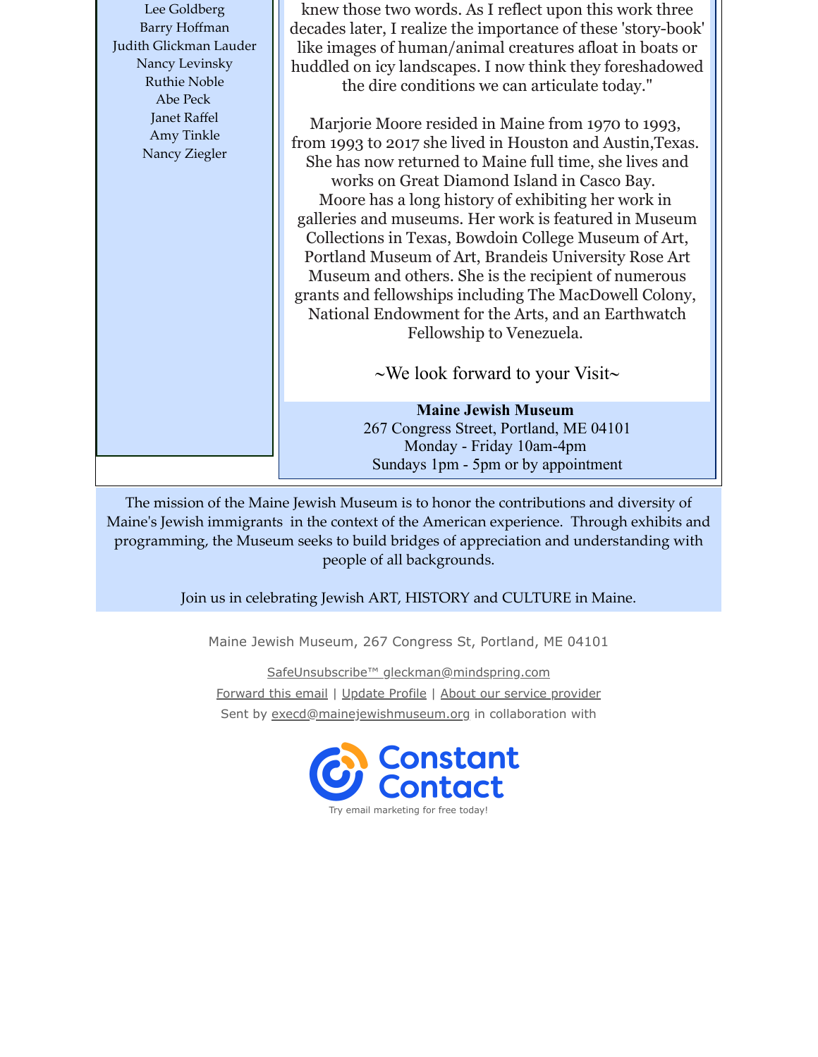Lee Goldberg
Barry Hoffman
Judith Glickman Lauder
Nancy Levinsky
Ruthie Noble
Abe Peck
Janet Raffel
Amy Tinkle
Nancy Ziegler

knew those two words. As I reflect upon this work three decades later, I realize the importance of these 'story-book' like images of human/animal creatures afloat in boats or huddled on icy landscapes. I now think they foreshadowed the dire conditions we can articulate today."

Marjorie Moore resided in Maine from 1970 to 1993, from 1993 to 2017 she lived in Houston and Austin,Texas. She has now returned to Maine full time, she lives and works on Great Diamond Island in Casco Bay. Moore has a long history of exhibiting her work in galleries and museums. Her work is featured in Museum Collections in Texas, Bowdoin College Museum of Art, Portland Museum of Art, Brandeis University Rose Art Museum and others. She is the recipient of numerous grants and fellowships including The MacDowell Colony, National Endowment for the Arts, and an Earthwatch Fellowship to Venezuela.

~We look forward to your Visit~

**Maine Jewish Museum**
267 Congress Street, Portland, ME 04101
Monday - Friday 10am-4pm
Sundays 1pm - 5pm or by appointment

The mission of the Maine Jewish Museum is to honor the contributions and diversity of Maine's Jewish immigrants in the context of the American experience. Through exhibits and programming, the Museum seeks to build bridges of appreciation and understanding with people of all backgrounds.

Join us in celebrating Jewish ART, HISTORY and CULTURE in Maine.

Maine Jewish Museum, 267 Congress St, Portland, ME 04101

SafeUnsubscribe™ gleckman@mindspring.com

Forward this email | Update Profile | About our service provider

Sent by execd@mainejewishmuseum.org in collaboration with

Constant Contact

Try email marketing for free today!